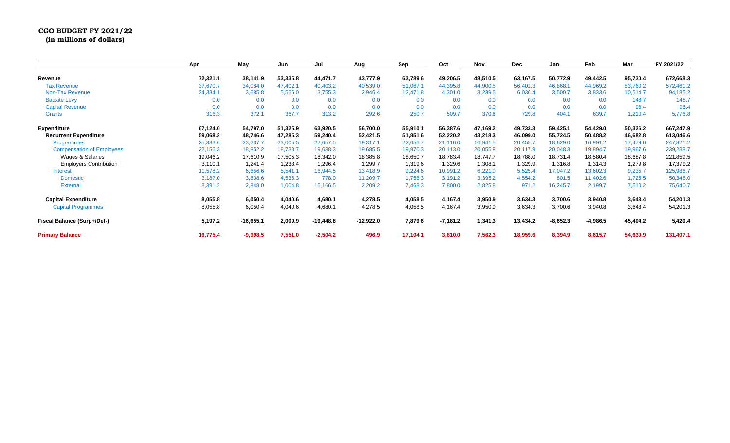**CGO BUDGET FY 2021/22**
**(in millions of dollars)**

| | Apr | May | Jun | Jul | Aug | Sep | Oct | Nov | Dec | Jan | Feb | Mar | FY 2021/22 |
|---|---|---|---|---|---|---|---|---|---|---|---|---|---|
| **Revenue** | **72,321.1** | **38,141.9** | **53,335.8** | **44,471.7** | **43,777.9** | **63,789.6** | **49,206.5** | **48,510.5** | **63,167.5** | **50,772.9** | **49,442.5** | **95,730.4** | **672,668.3** |
| Tax Revenue | 37,670.7 | 34,084.0 | 47,402.1 | 40,403.2 | 40,539.0 | 51,067.1 | 44,395.8 | 44,900.5 | 56,401.3 | 46,868.1 | 44,969.2 | 83,760.2 | 572,461.2 |
| Non-Tax Revenue | 34,334.1 | 3,685.8 | 5,566.0 | 3,755.3 | 2,946.4 | 12,471.8 | 4,301.0 | 3,239.5 | 6,036.4 | 3,500.7 | 3,833.6 | 10,514.7 | 94,185.2 |
| Bauxite Levy | 0.0 | 0.0 | 0.0 | 0.0 | 0.0 | 0.0 | 0.0 | 0.0 | 0.0 | 0.0 | 0.0 | 148.7 | 148.7 |
| Capital Revenue | 0.0 | 0.0 | 0.0 | 0.0 | 0.0 | 0.0 | 0.0 | 0.0 | 0.0 | 0.0 | 0.0 | 96.4 | 96.4 |
| Grants | 316.3 | 372.1 | 367.7 | 313.2 | 292.6 | 250.7 | 509.7 | 370.6 | 729.8 | 404.1 | 639.7 | 1,210.4 | 5,776.8 |
| **Expenditure** | **67,124.0** | **54,797.0** | **51,325.9** | **63,920.5** | **56,700.0** | **55,910.1** | **56,387.6** | **47,169.2** | **49,733.3** | **59,425.1** | **54,429.0** | **50,326.2** | **667,247.9** |
| **Recurrent Expenditure** | **59,068.2** | **48,746.6** | **47,285.3** | **59,240.4** | **52,421.5** | **51,851.6** | **52,220.2** | **43,218.3** | **46,099.0** | **55,724.5** | **50,488.2** | **46,682.8** | **613,046.6** |
| Programmes | 25,333.6 | 23,237.7 | 23,005.5 | 22,657.5 | 19,317.1 | 22,656.7 | 21,116.0 | 16,941.5 | 20,455.7 | 18,629.0 | 16,991.2 | 17,479.6 | 247,821.2 |
| Compensation of Employees | 22,156.3 | 18,852.2 | 18,738.7 | 19,638.3 | 19,685.5 | 19,970.3 | 20,113.0 | 20,055.8 | 20,117.9 | 20,048.3 | 19,894.7 | 19,967.6 | 239,238.7 |
| Wages & Salaries | 19,046.2 | 17,610.9 | 17,505.3 | 18,342.0 | 18,385.8 | 18,650.7 | 18,783.4 | 18,747.7 | 18,788.0 | 18,731.4 | 18,580.4 | 18,687.8 | 221,859.5 |
| Employers Contribution | 3,110.1 | 1,241.4 | 1,233.4 | 1,296.4 | 1,299.7 | 1,319.6 | 1,329.6 | 1,308.1 | 1,329.9 | 1,316.8 | 1,314.3 | 1,279.8 | 17,379.2 |
| Interest | 11,578.2 | 6,656.6 | 5,541.1 | 16,944.5 | 13,418.9 | 9,224.6 | 10,991.2 | 6,221.0 | 5,525.4 | 17,047.2 | 13,602.3 | 9,235.7 | 125,986.7 |
| Domestic | 3,187.0 | 3,808.6 | 4,536.3 | 778.0 | 11,209.7 | 1,756.3 | 3,191.2 | 3,395.2 | 4,554.2 | 801.5 | 11,402.6 | 1,725.5 | 50,346.0 |
| External | 8,391.2 | 2,848.0 | 1,004.8 | 16,166.5 | 2,209.2 | 7,468.3 | 7,800.0 | 2,825.8 | 971.2 | 16,245.7 | 2,199.7 | 7,510.2 | 75,640.7 |
| **Capital Expenditure** | **8,055.8** | **6,050.4** | **4,040.6** | **4,680.1** | **4,278.5** | **4,058.5** | **4,167.4** | **3,950.9** | **3,634.3** | **3,700.6** | **3,940.8** | **3,643.4** | **54,201.3** |
| Capital Programmes | 8,055.8 | 6,050.4 | 4,040.6 | 4,680.1 | 4,278.5 | 4,058.5 | 4,167.4 | 3,950.9 | 3,634.3 | 3,700.6 | 3,940.8 | 3,643.4 | 54,201.3 |
| **Fiscal Balance (Surp+/Def-)** | **5,197.2** | **-16,655.1** | **2,009.9** | **-19,448.8** | **-12,922.0** | **7,879.6** | **-7,181.2** | **1,341.3** | **13,434.2** | **-8,652.3** | **-4,986.5** | **45,404.2** | **5,420.4** |
| **Primary Balance** | **16,775.4** | **-9,998.5** | **7,551.0** | **-2,504.2** | **496.9** | **17,104.1** | **3,810.0** | **7,562.3** | **18,959.6** | **8,394.9** | **8,615.7** | **54,639.9** | **131,407.1** |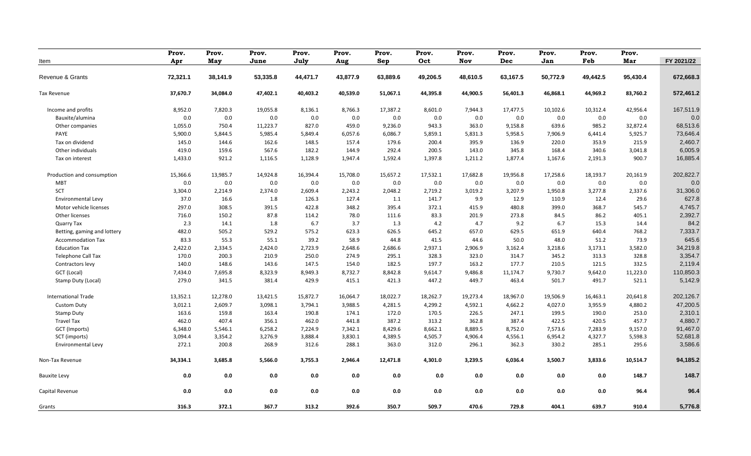| Item | Prov. Apr | Prov. May | Prov. June | Prov. July | Prov. Aug | Prov. Sep | Prov. Oct | Prov. Nov | Prov. Dec | Prov. Jan | Prov. Feb | Prov. Mar | FY 2021/22 |
|---|---|---|---|---|---|---|---|---|---|---|---|---|---|
| **Revenue & Grants** | **72,321.1** | **38,141.9** | **53,335.8** | **44,471.7** | **43,877.9** | **63,889.6** | **49,206.5** | **48,610.5** | **63,167.5** | **50,772.9** | **49,442.5** | **95,430.4** | **672,668.3** |
| **Tax Revenue** | **37,670.7** | **34,084.0** | **47,402.1** | **40,403.2** | **40,539.0** | **51,067.1** | **44,395.8** | **44,900.5** | **56,401.3** | **46,868.1** | **44,969.2** | **83,760.2** | **572,461.2** |
| Income and profits | 8,952.0 | 7,820.3 | 19,055.8 | 8,136.1 | 8,766.3 | 17,387.2 | 8,601.0 | 7,944.3 | 17,477.5 | 10,102.6 | 10,312.4 | 42,956.4 | 167,511.9 |
| Bauxite/alumina | 0.0 | 0.0 | 0.0 | 0.0 | 0.0 | 0.0 | 0.0 | 0.0 | 0.0 | 0.0 | 0.0 | 0.0 | 0.0 |
| Other companies | 1,055.0 | 750.4 | 11,223.7 | 827.0 | 459.0 | 9,236.0 | 943.3 | 363.0 | 9,158.8 | 639.6 | 985.2 | 32,872.4 | 68,513.6 |
| PAYE | 5,900.0 | 5,844.5 | 5,985.4 | 5,849.4 | 6,057.6 | 6,086.7 | 5,859.1 | 5,831.3 | 5,958.5 | 7,906.9 | 6,441.4 | 5,925.7 | 73,646.4 |
| Tax on dividend | 145.0 | 144.6 | 162.6 | 148.5 | 157.4 | 179.6 | 200.4 | 395.9 | 136.9 | 220.0 | 353.9 | 215.9 | 2,460.7 |
| Other individuals | 419.0 | 159.6 | 567.6 | 182.2 | 144.9 | 292.4 | 200.5 | 143.0 | 345.8 | 168.4 | 340.6 | 3,041.8 | 6,005.9 |
| Tax on interest | 1,433.0 | 921.2 | 1,116.5 | 1,128.9 | 1,947.4 | 1,592.4 | 1,397.8 | 1,211.2 | 1,877.4 | 1,167.6 | 2,191.3 | 900.7 | 16,885.4 |
| Production and consumption | 15,366.6 | 13,985.7 | 14,924.8 | 16,394.4 | 15,708.0 | 15,657.2 | 17,532.1 | 17,682.8 | 19,956.8 | 17,258.6 | 18,193.7 | 20,161.9 | 202,822.7 |
| MBT | 0.0 | 0.0 | 0.0 | 0.0 | 0.0 | 0.0 | 0.0 | 0.0 | 0.0 | 0.0 | 0.0 | 0.0 | 0.0 |
| SCT | 3,304.0 | 2,214.9 | 2,374.0 | 2,609.4 | 2,243.2 | 2,048.2 | 2,719.2 | 3,019.2 | 3,207.9 | 1,950.8 | 3,277.8 | 2,337.6 | 31,306.0 |
| Environmental Levy | 37.0 | 16.6 | 1.8 | 126.3 | 127.4 | 1.1 | 141.7 | 9.9 | 12.9 | 110.9 | 12.4 | 29.6 | 627.8 |
| Motor vehicle licenses | 297.0 | 308.5 | 391.5 | 422.8 | 348.2 | 395.4 | 372.1 | 415.9 | 480.8 | 399.0 | 368.7 | 545.7 | 4,745.7 |
| Other licenses | 716.0 | 150.2 | 87.8 | 114.2 | 78.0 | 111.6 | 83.3 | 201.9 | 273.8 | 84.5 | 86.2 | 405.1 | 2,392.7 |
| Quarry Tax | 2.3 | 14.1 | 1.8 | 6.7 | 3.7 | 1.3 | 4.2 | 4.7 | 9.2 | 6.7 | 15.3 | 14.4 | 84.2 |
| Betting, gaming and lottery | 482.0 | 505.2 | 529.2 | 575.2 | 623.3 | 626.5 | 645.2 | 657.0 | 629.5 | 651.9 | 640.4 | 768.2 | 7,333.7 |
| Accommodation Tax | 83.3 | 55.3 | 55.1 | 39.2 | 58.9 | 44.8 | 41.5 | 44.6 | 50.0 | 48.0 | 51.2 | 73.9 | 645.6 |
| Education Tax | 2,422.0 | 2,334.5 | 2,424.0 | 2,723.9 | 2,648.6 | 2,686.6 | 2,937.1 | 2,906.9 | 3,162.4 | 3,218.6 | 3,173.1 | 3,582.0 | 34,219.8 |
| Telephone Call Tax | 170.0 | 200.3 | 210.9 | 250.0 | 274.9 | 295.1 | 328.3 | 323.0 | 314.7 | 345.2 | 313.3 | 328.8 | 3,354.7 |
| Contractors levy | 140.0 | 148.6 | 143.6 | 147.5 | 154.0 | 182.5 | 197.7 | 163.2 | 177.7 | 210.5 | 121.5 | 332.5 | 2,119.4 |
| GCT (Local) | 7,434.0 | 7,695.8 | 8,323.9 | 8,949.3 | 8,732.7 | 8,842.8 | 9,614.7 | 9,486.8 | 11,174.7 | 9,730.7 | 9,642.0 | 11,223.0 | 110,850.3 |
| Stamp Duty (Local) | 279.0 | 341.5 | 381.4 | 429.9 | 415.1 | 421.3 | 447.2 | 449.7 | 463.4 | 501.7 | 491.7 | 521.1 | 5,142.9 |
| International Trade | 13,352.1 | 12,278.0 | 13,421.5 | 15,872.7 | 16,064.7 | 18,022.7 | 18,262.7 | 19,273.4 | 18,967.0 | 19,506.9 | 16,463.1 | 20,641.8 | 202,126.7 |
| Custom Duty | 3,012.1 | 2,609.7 | 3,098.1 | 3,794.1 | 3,988.5 | 4,281.5 | 4,299.2 | 4,592.1 | 4,662.2 | 4,027.0 | 3,955.9 | 4,880.2 | 47,200.5 |
| Stamp Duty | 163.6 | 159.8 | 163.4 | 190.8 | 174.1 | 172.0 | 170.5 | 226.5 | 247.1 | 199.5 | 190.0 | 253.0 | 2,310.1 |
| Travel Tax | 462.0 | 407.4 | 356.1 | 462.0 | 441.8 | 387.2 | 313.2 | 362.8 | 387.4 | 422.5 | 420.5 | 457.7 | 4,880.7 |
| GCT (Imports) | 6,348.0 | 5,546.1 | 6,258.2 | 7,224.9 | 7,342.1 | 8,429.6 | 8,662.1 | 8,889.5 | 8,752.0 | 7,573.6 | 7,283.9 | 9,157.0 | 91,467.0 |
| SCT (imports) | 3,094.4 | 3,354.2 | 3,276.9 | 3,888.4 | 3,830.1 | 4,389.5 | 4,505.7 | 4,906.4 | 4,556.1 | 6,954.2 | 4,327.7 | 5,598.3 | 52,681.8 |
| Environmental Levy | 272.1 | 200.8 | 268.9 | 312.6 | 288.1 | 363.0 | 312.0 | 296.1 | 362.3 | 330.2 | 285.1 | 295.6 | 3,586.6 |
| **Non-Tax Revenue** | **34,334.1** | **3,685.8** | **5,566.0** | **3,755.3** | **2,946.4** | **12,471.8** | **4,301.0** | **3,239.5** | **6,036.4** | **3,500.7** | **3,833.6** | **10,514.7** | **94,185.2** |
| **Bauxite Levy** | **0.0** | **0.0** | **0.0** | **0.0** | **0.0** | **0.0** | **0.0** | **0.0** | **0.0** | **0.0** | **0.0** | **148.7** | **148.7** |
| **Capital Revenue** | **0.0** | **0.0** | **0.0** | **0.0** | **0.0** | **0.0** | **0.0** | **0.0** | **0.0** | **0.0** | **0.0** | **96.4** | **96.4** |
| **Grants** | **316.3** | **372.1** | **367.7** | **313.2** | **392.6** | **350.7** | **509.7** | **470.6** | **729.8** | **404.1** | **639.7** | **910.4** | **5,776.8** |